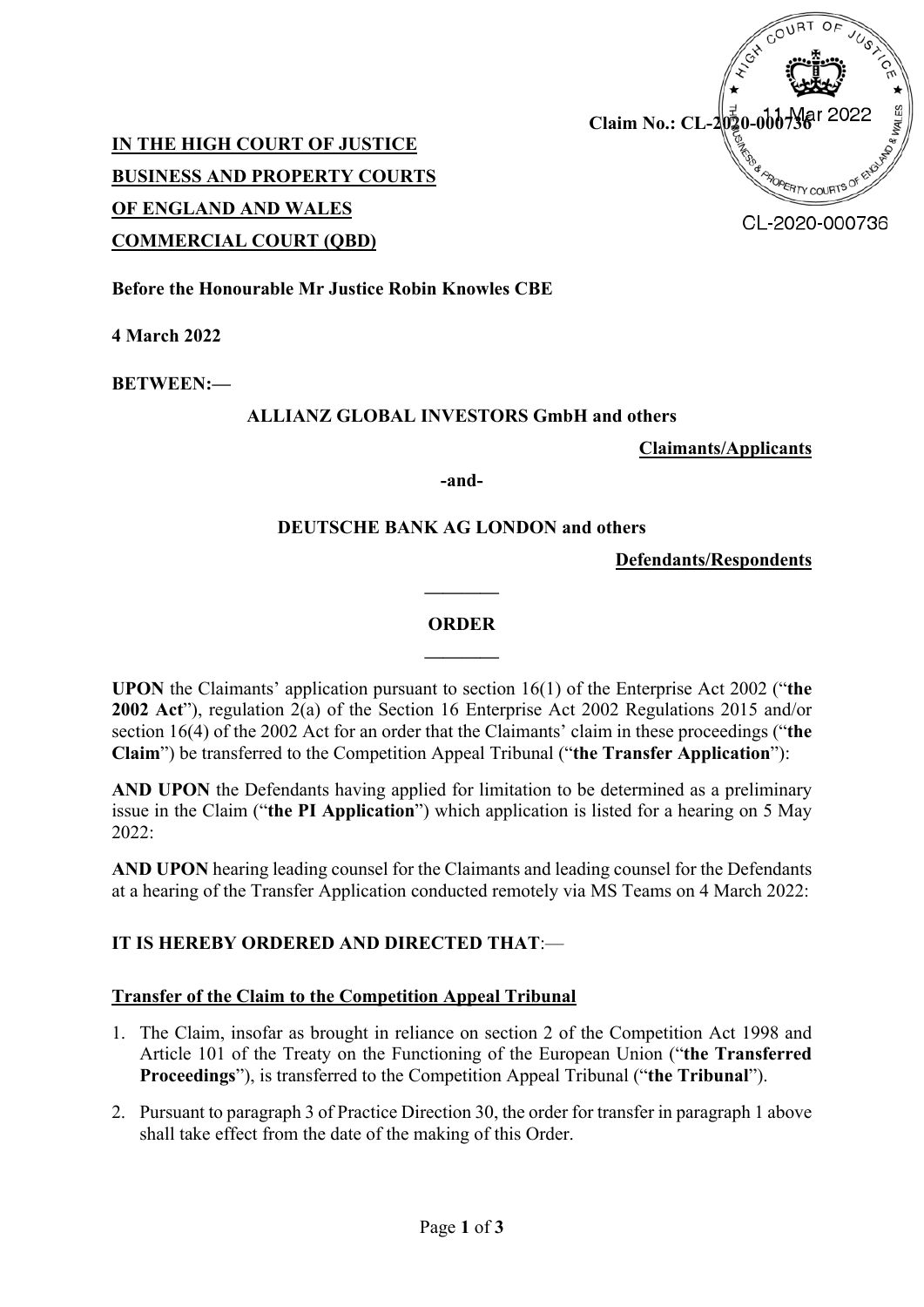Claim No.: CL-2020-000736

CL-2020-000736

**IN THE HIGH COURT OF JUSTICE**
**BUSINESS AND PROPERTY COURTS**
**OF ENGLAND AND WALES**
**COMMERCIAL COURT (QBD)**

**Before the Honourable Mr Justice Robin Knowles CBE**

**4 March 2022**

**BETWEEN:—**

**ALLIANZ GLOBAL INVESTORS GmbH and others**

**Claimants/Applicants**

**-and-**

**DEUTSCHE BANK AG LONDON and others**

**Defendants/Respondents**

---

**ORDER**

---

**UPON** the Claimants' application pursuant to section 16(1) of the Enterprise Act 2002 ("**the 2002 Act**"), regulation 2(a) of the Section 16 Enterprise Act 2002 Regulations 2015 and/or section 16(4) of the 2002 Act for an order that the Claimants' claim in these proceedings ("**the Claim**") be transferred to the Competition Appeal Tribunal ("**the Transfer Application**"):

**AND UPON** the Defendants having applied for limitation to be determined as a preliminary issue in the Claim ("**the PI Application**") which application is listed for a hearing on 5 May 2022:

**AND UPON** hearing leading counsel for the Claimants and leading counsel for the Defendants at a hearing of the Transfer Application conducted remotely via MS Teams on 4 March 2022:

**IT IS HEREBY ORDERED AND DIRECTED THAT**:—

**Transfer of the Claim to the Competition Appeal Tribunal**

1. The Claim, insofar as brought in reliance on section 2 of the Competition Act 1998 and Article 101 of the Treaty on the Functioning of the European Union ("**the Transferred Proceedings**"), is transferred to the Competition Appeal Tribunal ("**the Tribunal**").

2. Pursuant to paragraph 3 of Practice Direction 30, the order for transfer in paragraph 1 above shall take effect from the date of the making of this Order.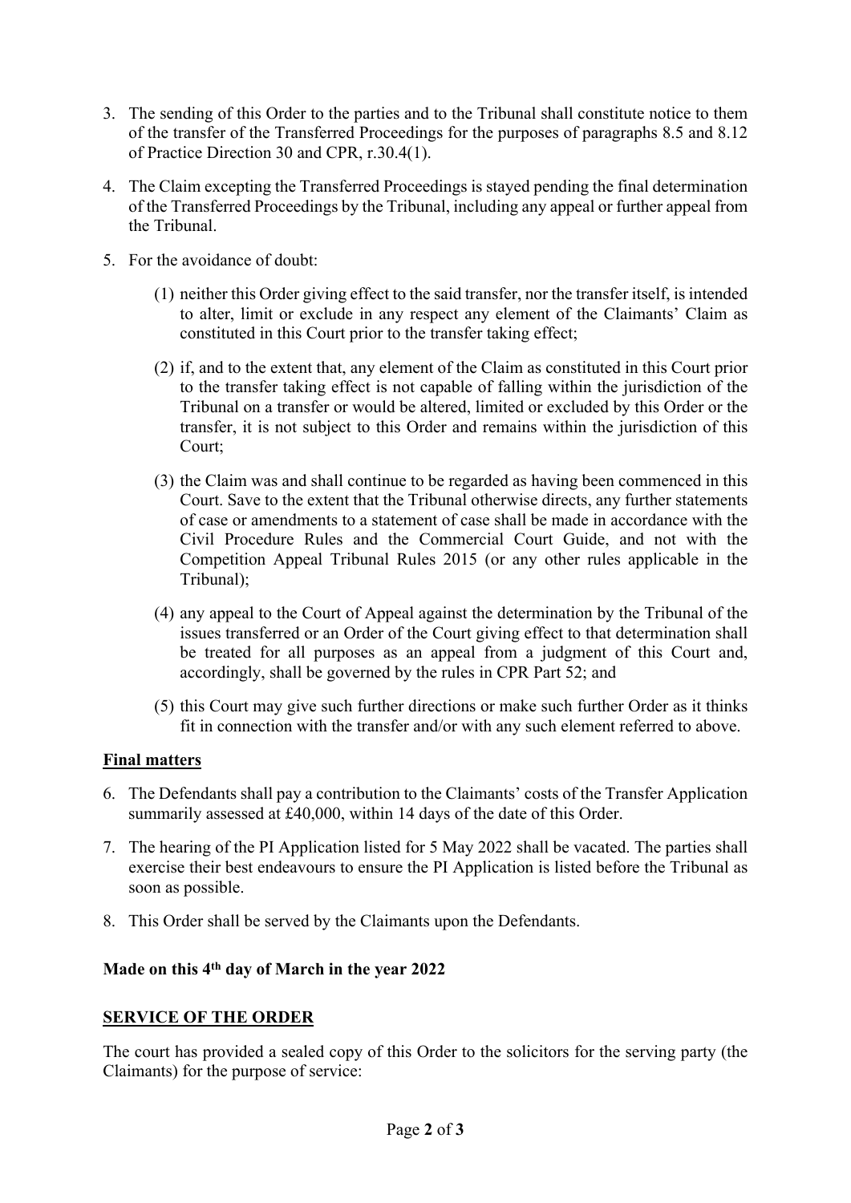3. The sending of this Order to the parties and to the Tribunal shall constitute notice to them of the transfer of the Transferred Proceedings for the purposes of paragraphs 8.5 and 8.12 of Practice Direction 30 and CPR, r.30.4(1).

4. The Claim excepting the Transferred Proceedings is stayed pending the final determination of the Transferred Proceedings by the Tribunal, including any appeal or further appeal from the Tribunal.

5. For the avoidance of doubt:

    (1) neither this Order giving effect to the said transfer, nor the transfer itself, is intended to alter, limit or exclude in any respect any element of the Claimants' Claim as constituted in this Court prior to the transfer taking effect;

    (2) if, and to the extent that, any element of the Claim as constituted in this Court prior to the transfer taking effect is not capable of falling within the jurisdiction of the Tribunal on a transfer or would be altered, limited or excluded by this Order or the transfer, it is not subject to this Order and remains within the jurisdiction of this Court;

    (3) the Claim was and shall continue to be regarded as having been commenced in this Court. Save to the extent that the Tribunal otherwise directs, any further statements of case or amendments to a statement of case shall be made in accordance with the Civil Procedure Rules and the Commercial Court Guide, and not with the Competition Appeal Tribunal Rules 2015 (or any other rules applicable in the Tribunal);

    (4) any appeal to the Court of Appeal against the determination by the Tribunal of the issues transferred or an Order of the Court giving effect to that determination shall be treated for all purposes as an appeal from a judgment of this Court and, accordingly, shall be governed by the rules in CPR Part 52; and

    (5) this Court may give such further directions or make such further Order as it thinks fit in connection with the transfer and/or with any such element referred to above.

**Final matters**

6. The Defendants shall pay a contribution to the Claimants' costs of the Transfer Application summarily assessed at £40,000, within 14 days of the date of this Order.

7. The hearing of the PI Application listed for 5 May 2022 shall be vacated. The parties shall exercise their best endeavours to ensure the PI Application is listed before the Tribunal as soon as possible.

8. This Order shall be served by the Claimants upon the Defendants.

**Made on this 4th day of March in the year 2022**

**SERVICE OF THE ORDER**

The court has provided a sealed copy of this Order to the solicitors for the serving party (the Claimants) for the purpose of service: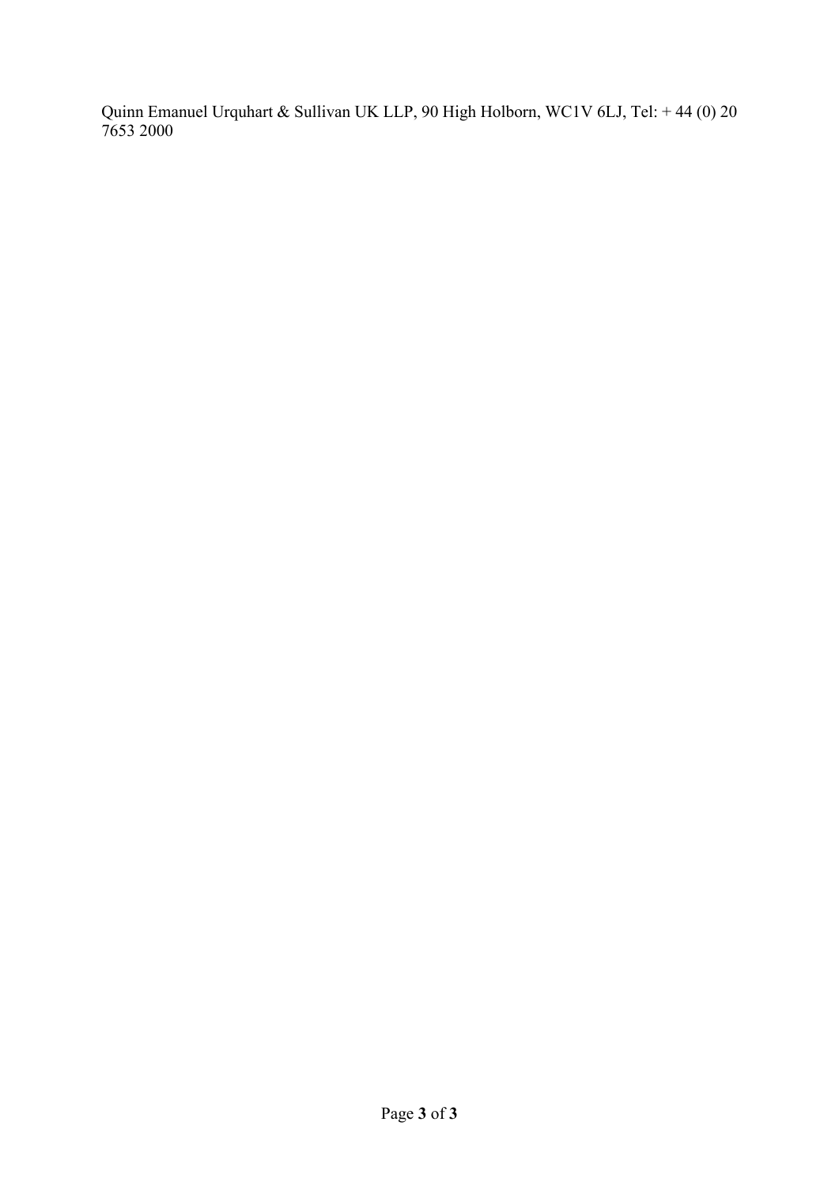Quinn Emanuel Urquhart & Sullivan UK LLP, 90 High Holborn, WC1V 6LJ, Tel: + 44 (0) 20 7653 2000